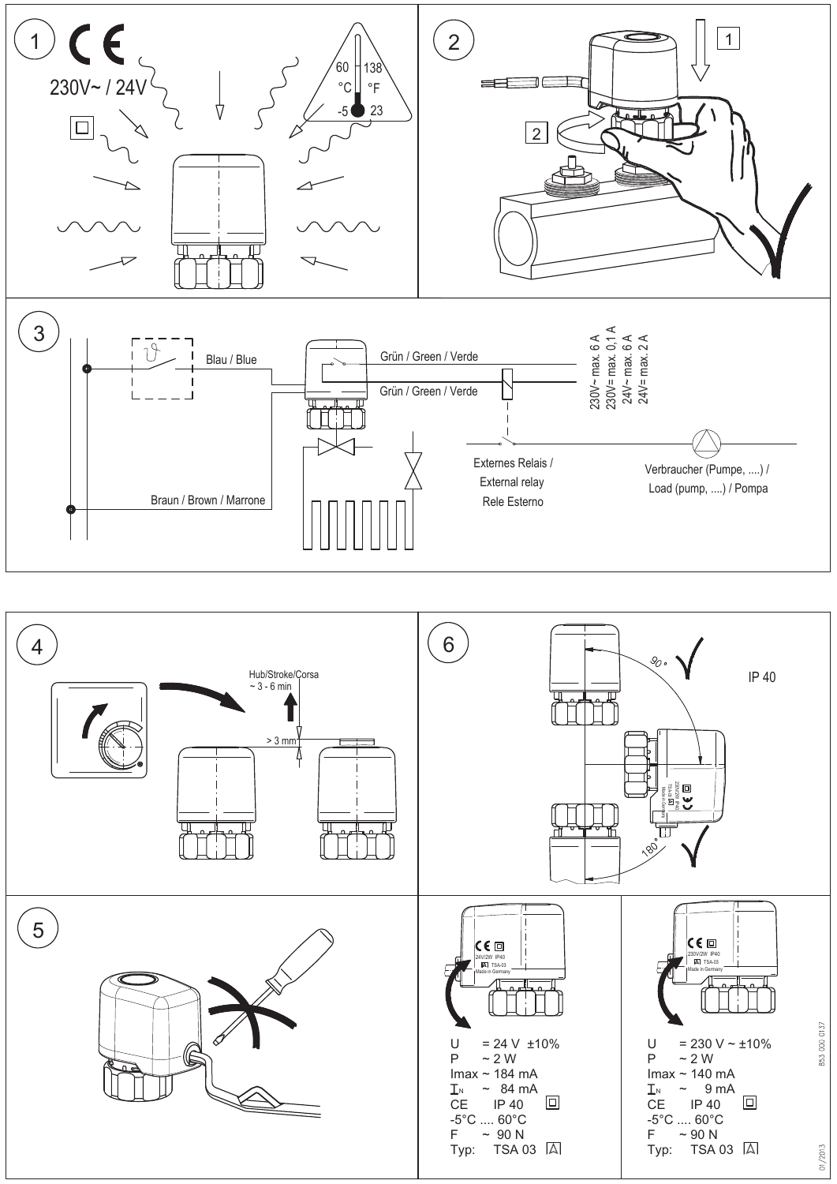1

CE

230V~ / 24V

60 138

°C °F

-5 23

2

1

2

3

Blau / Blue

Grün / Green / Verde

Grün / Green / Verde

230V~ max. 6 A
230V= max. 0,1 A
24V~ max. 6 A
24V= max. 2 A

Braun / Brown / Marrone

Externes Relais / External relay Rele Esterno

Verbraucher (Pumpe, ....) / Load (pump, ....) / Pompa

4

Hub/Stroke/Corsa ~ 3 - 6 min

> 3 mm

6

90°

IP 40

180°

5

U = 24 V ±10%
P ~ 2 W
Imax ~ 184 mA
$I_N$ ~ 84 mA
CE IP 40
-5°C .... 60°C
F ~ 90 N
Typ: TSA 03

U = 230 V ~ ±10%
P ~ 2 W
Imax ~ 140 mA
$I_N$ ~ 9 mA
CE IP 40
-5°C .... 60°C
F ~ 90 N
Typ: TSA 03

853 000 0137

01/2013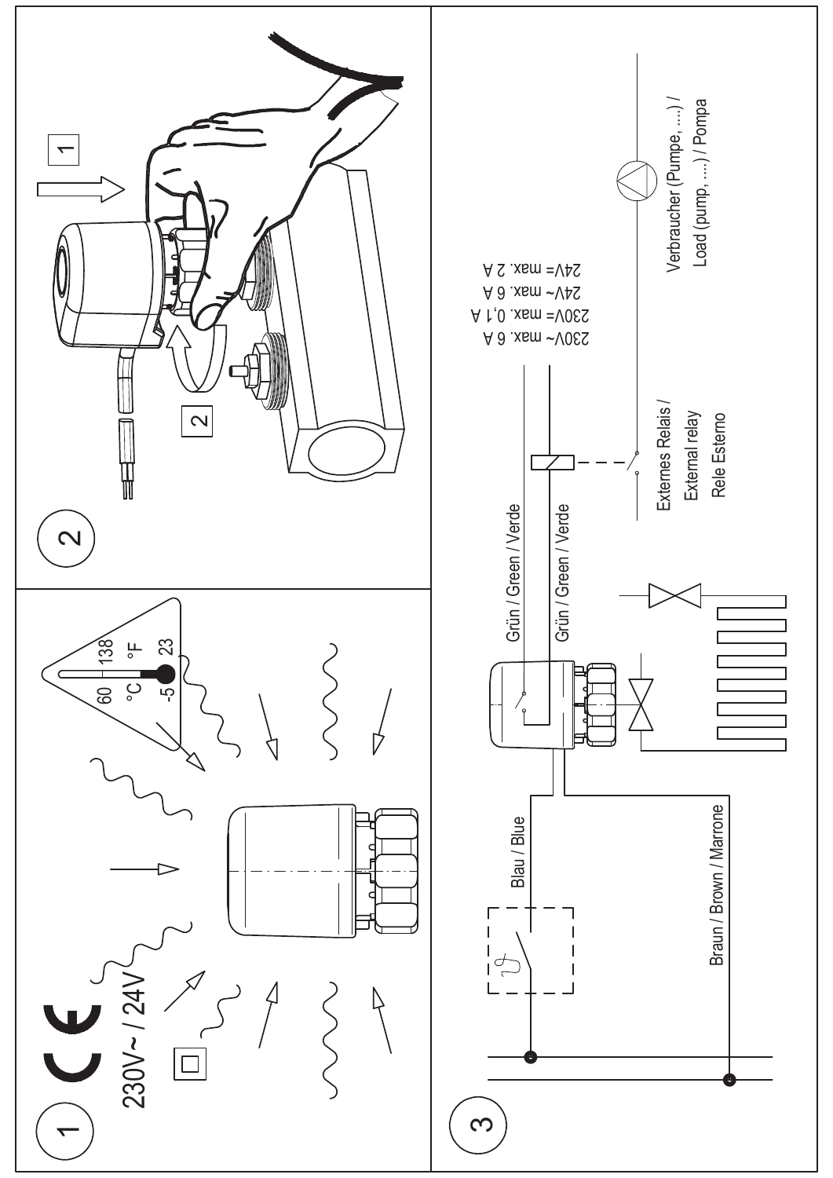1

230V~ / 24V

°C 60 -5

°F 138 23

2

1

2

3

Blau / Blue

Braun / Brown / Marrone

Grün / Green / Verde

Grün / Green / Verde

230V~ max. 6 A
230V= max. 0,1 A
24V~ max. 6 A
24V= max. 2 A

Externes Relais /
External relay
Rele Esterno

Verbraucher (Pumpe, ....) /
Load (pump, ....) / Pompa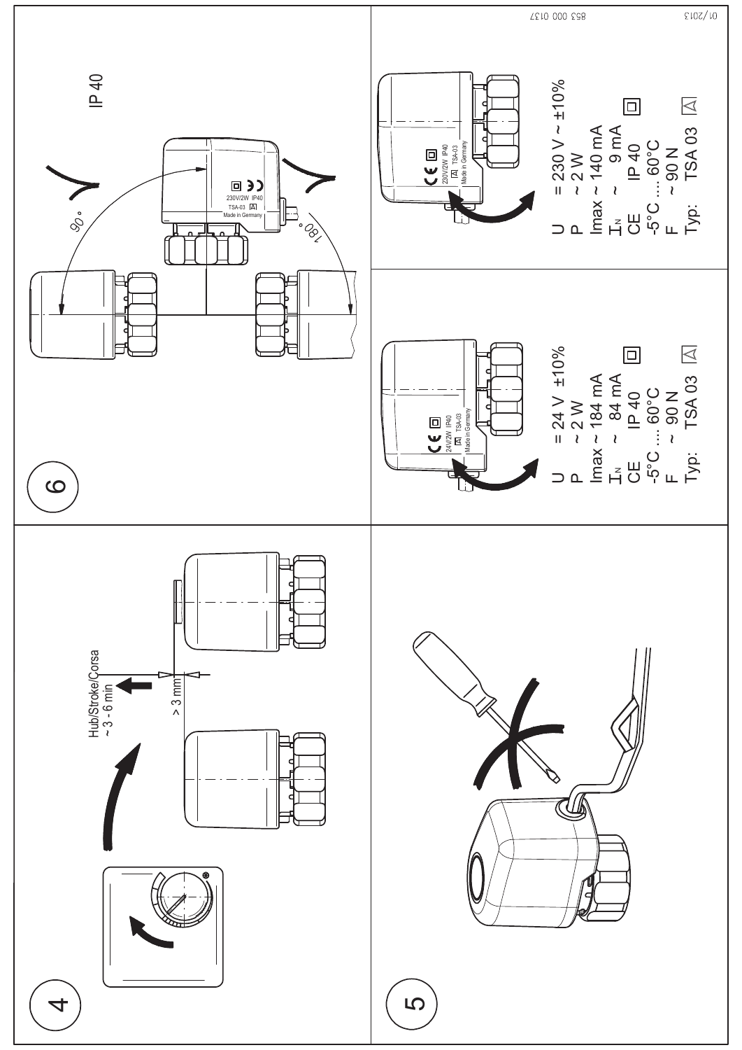4

Hub/Stroke/Corsa
~ 3 - 6 min

> 3 mm

5

6

IP 40

90°

180°

230V/2W IP40
TSA-03
Made in Germany

U = 24 V ±10%
P ~ 2 W
Imax ~ 184 mA
$I_N$ ~ 84 mA
CE IP 40
-5°C .... 60°C
F ~ 90 N
Typ: TSA 03

U = 230 V ~ ±10%
P ~ 2 W
Imax ~ 140 mA
$I_N$ ~ 9 mA
CE IP 40
-5°C .... 60°C
F ~ 90 N
Typ: TSA 03

853 000 0137

01/2013